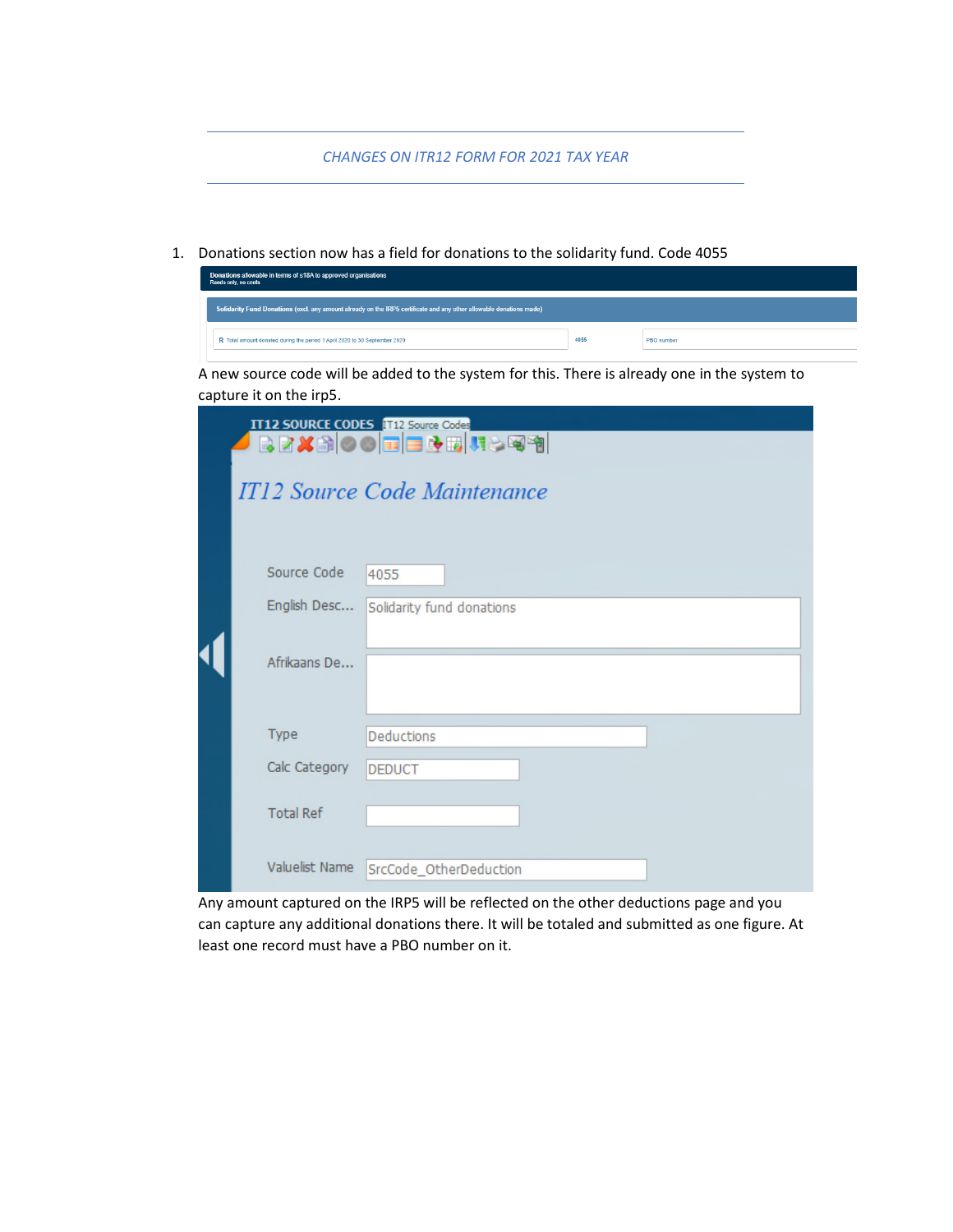*CHANGES ON ITR12 FORM FOR 2021 TAX YEAR*

1. Donations section now has a field for donations to the solidarity fund. Code 4055

   **Donations allowable in terms of s18A to approved organisations**
   Rands only, no cents

   **Solidarity Fund Donations** (excl. any amount already on the IRP5 certificate and any other allowable donations made)

   | R Total amount donated during the period 1 April 2020 to 30 September 2020 | 4055 | PBO number |
   |---|---|---|

   A new source code will be added to the system for this. There is already one in the system to capture it on the irp5.

   **IT12 SOURCE CODES** IT12 Source Codes

   *IT12 Source Code Maintenance*

   | Field | Value |
   |---|---|
   | Source Code | 4055 |
   | English Desc... | Solidarity fund donations |
   | Afrikaans De... | |
   | Type | Deductions |
   | Calc Category | DEDUCT |
   | Total Ref | |
   | Valuelist Name | SrcCode_OtherDeduction |

   Any amount captured on the IRP5 will be reflected on the other deductions page and you can capture any additional donations there. It will be totaled and submitted as one figure. At least one record must have a PBO number on it.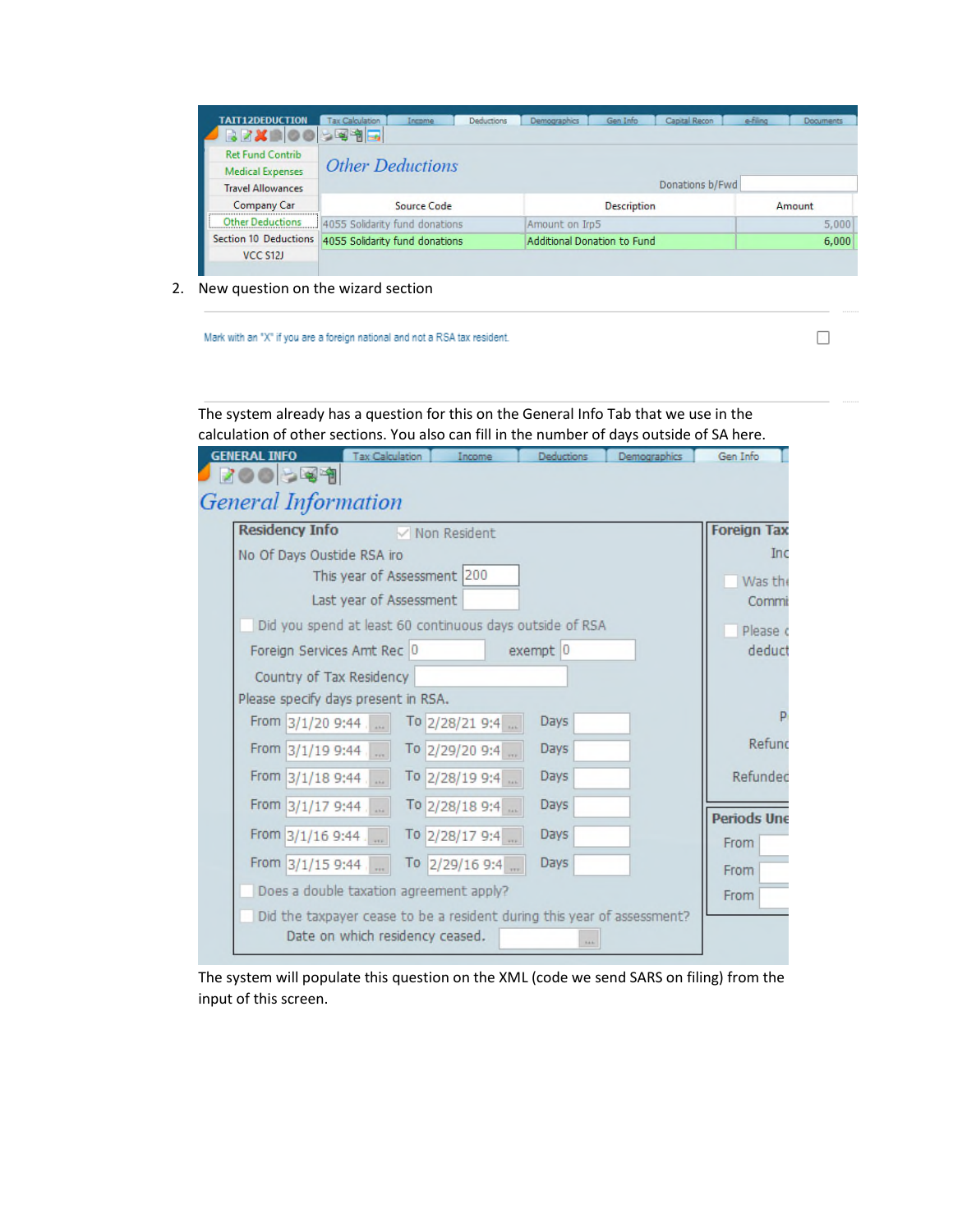| TAIT12DEDUCTION | Tax Calculation | Income | Deductions | Demographics | Gen Info | Capital Recon | e-filing | Documents |
|---|---|---|---|---|---|---|---|---|

Ret Fund Contrib
Medical Expenses
Travel Allowances
Company Car
Other Deductions
Section 10 Deductions
VCC S12J

*Other Deductions*

Donations b/Fwd

| Source Code | Description | Amount |
|---|---|---|
| 4055 Solidarity fund donations | Amount on Irp5 | 5,000 |
| 4055 Solidarity fund donations | Additional Donation to Fund | 6,000 |

2. New question on the wizard section

Mark with an "X" if you are a foreign national and not a RSA tax resident. ☐

The system already has a question for this on the General Info Tab that we use in the calculation of other sections. You also can fill in the number of days outside of SA here.

| GENERAL INFO | Tax Calculation | Income | Deductions | Demographics | Gen Info |
|---|---|---|---|---|---|

*General Information*

**Residency Info** ☑ Non Resident

No Of Days Oustide RSA iro

This year of Assessment 200

Last year of Assessment

☐ Did you spend at least 60 continuous days outside of RSA

Foreign Services Amt Rec 0 exempt 0

Country of Tax Residency

Please specify days present in RSA.

| From | To | Days |
|---|---|---|
| 3/1/20 9:44 | 2/28/21 9:4 | |
| 3/1/19 9:44 | 2/29/20 9:4 | |
| 3/1/18 9:44 | 2/28/19 9:4 | |
| 3/1/17 9:44 | 2/28/18 9:4 | |
| 3/1/16 9:44 | 2/28/17 9:4 | |
| 3/1/15 9:44 | 2/29/16 9:4 | |

☐ Does a double taxation agreement apply?

☐ Did the taxpayer cease to be a resident during this year of assessment?

Date on which residency ceased.

**Foreign Tax**

Inc

☐ Was the

Commi

☐ Please d

deduct

P

Refund

Refunded

**Periods Une**

From

From

From

The system will populate this question on the XML (code we send SARS on filing) from the input of this screen.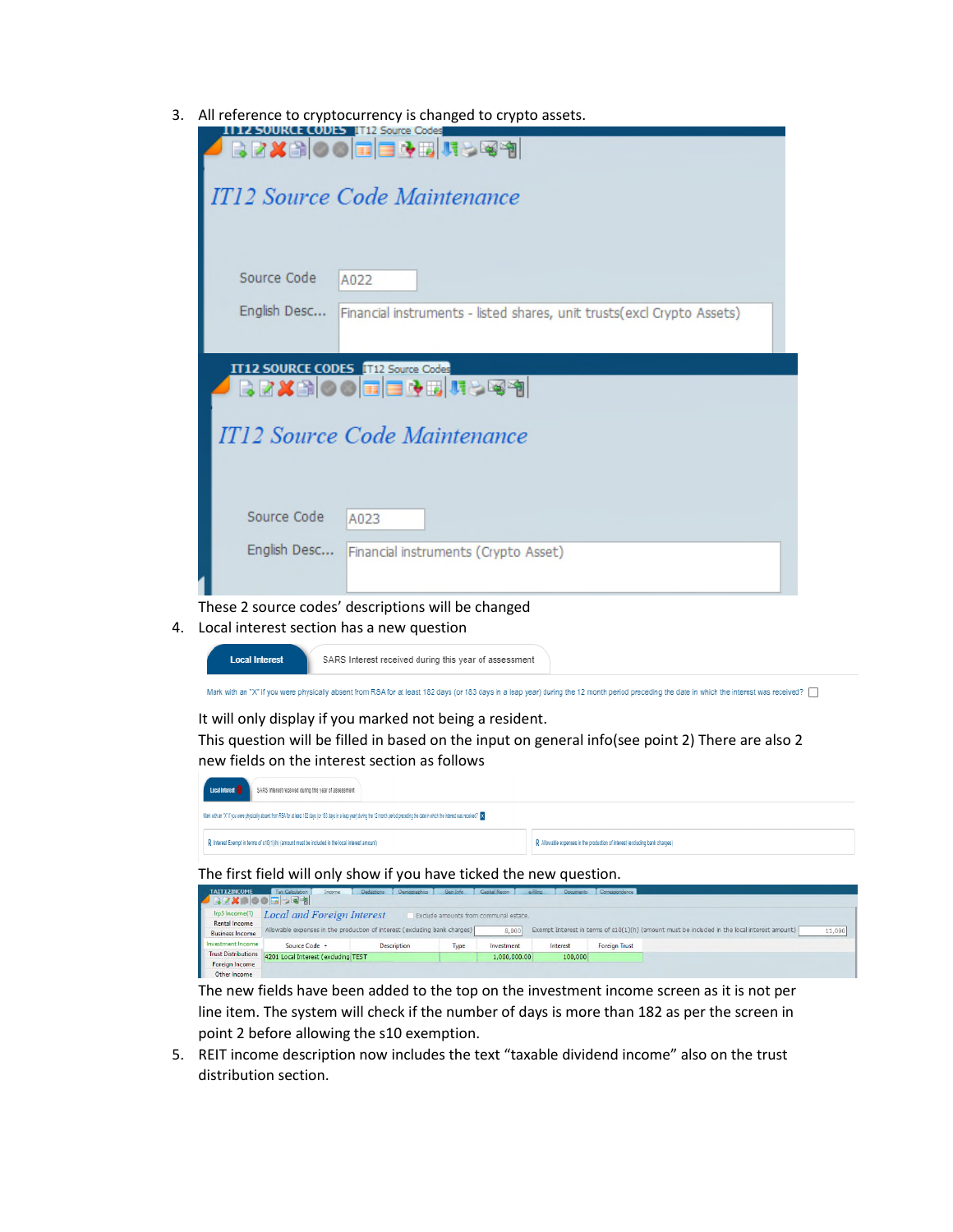3. All reference to cryptocurrency is changed to crypto assets.

   IT12 SOURCE CODES — IT12 Source Codes

   *IT12 Source Code Maintenance*

   Source Code: A022

   English Desc...: Financial instruments - listed shares, unit trusts(excl Crypto Assets)

   IT12 SOURCE CODES — IT12 Source Codes

   *IT12 Source Code Maintenance*

   Source Code: A023

   English Desc...: Financial instruments (Crypto Asset)

   These 2 source codes' descriptions will be changed

4. Local interest section has a new question

   **Local Interest** | SARS Interest received during this year of assessment

   Mark with an "X" if you were physically absent from RSA for at least 182 days (or 183 days in a leap year) during the 12 month period preceding the date in which the interest was received?

   It will only display if you marked not being a resident.

   This question will be filled in based on the input on general info(see point 2) There are also 2 new fields on the interest section as follows

   Local Interest | SARS Interest received during this year of assessment

   Mark with an "X" if you were physically absent from RSA for at least 182 days (or 183 days in a leap year) during the 12 month period preceding the date in which the interest was received? X

   R Interest Exempt in terms of s10(1)(h) (amount must be included in the local interest amount)

   R Allowable expenses in the production of interest (excluding bank charges)

   The first field will only show if you have ticked the new question.

   *Local and Foreign Interest* — Exclude amounts from communal estate.

   Allowable expenses in the production of interest (excluding bank charges): 8,000 — Exempt Interest in terms of s10(1)(h) (amount must be included in the local interest amount): 11,000

   | Source Code | Description | Type | Investment | Interest | Foreign Trust |
   |---|---|---|---|---|---|
   | 4201 Local Interest (excluding | TEST | | 1,000,000.00 | 100,000 | |

   The new fields have been added to the top on the investment income screen as it is not per line item. The system will check if the number of days is more than 182 as per the screen in point 2 before allowing the s10 exemption.

5. REIT income description now includes the text "taxable dividend income" also on the trust distribution section.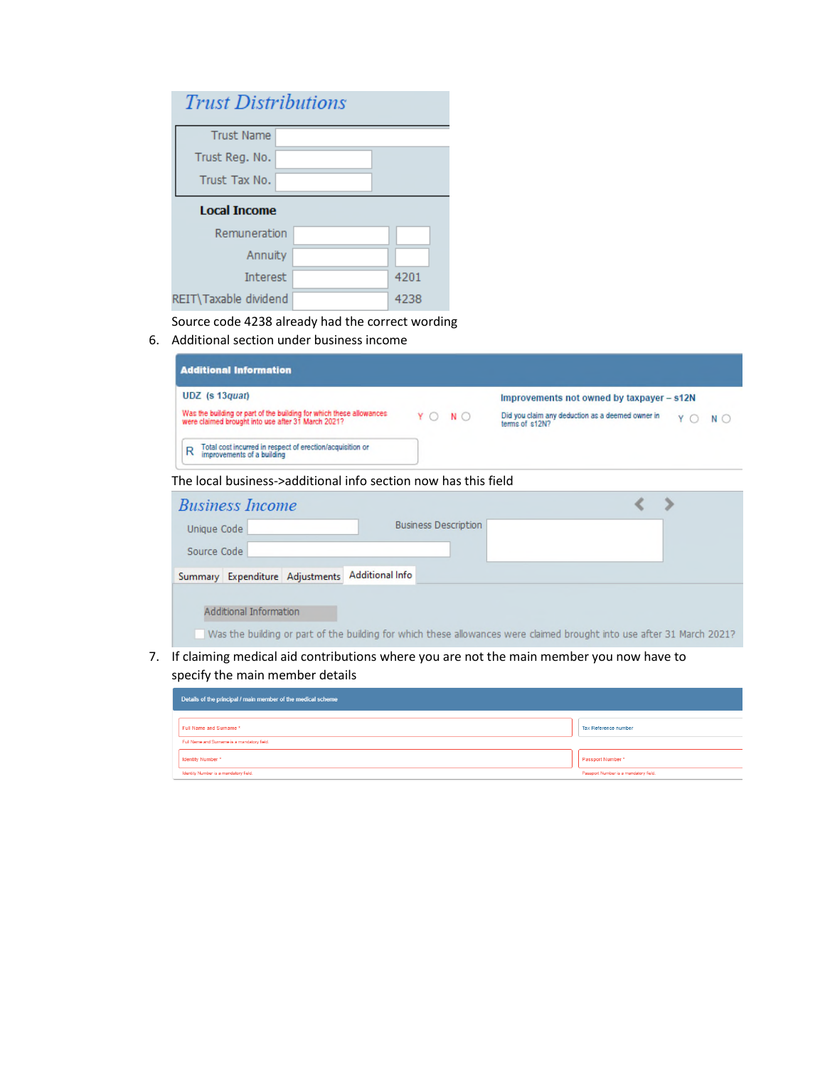**Trust Distributions**

Trust Name

Trust Reg. No.

Trust Tax No.

**Local Income**

Remuneration

Annuity

Interest 4201

REIT\Taxable dividend 4238

Source code 4238 already had the correct wording

6. Additional section under business income

**Additional Information**

UDZ (s 13*quat*)

Was the building or part of the building for which these allowances were claimed brought into use after 31 March 2021? Y N

R Total cost incurred in respect of erection/acquisition or improvements of a building

Improvements not owned by taxpayer – s12N

Did you claim any deduction as a deemed owner in terms of s12N? Y N

The local business->additional info section now has this field

*Business Income*

Unique Code

Source Code

Business Description

Summary | Expenditure | Adjustments | Additional Info

Additional Information

Was the building or part of the building for which these allowances were claimed brought into use after 31 March 2021?

7. If claiming medical aid contributions where you are not the main member you now have to specify the main member details

Details of the principal / main member of the medical scheme

Full Name and Surname *

Full Name and Surname is a mandatory field.

Tax Reference number

Identity Number *

Identity Number is a mandatory field.

Passport Number *

Passport Number is a mandatory field.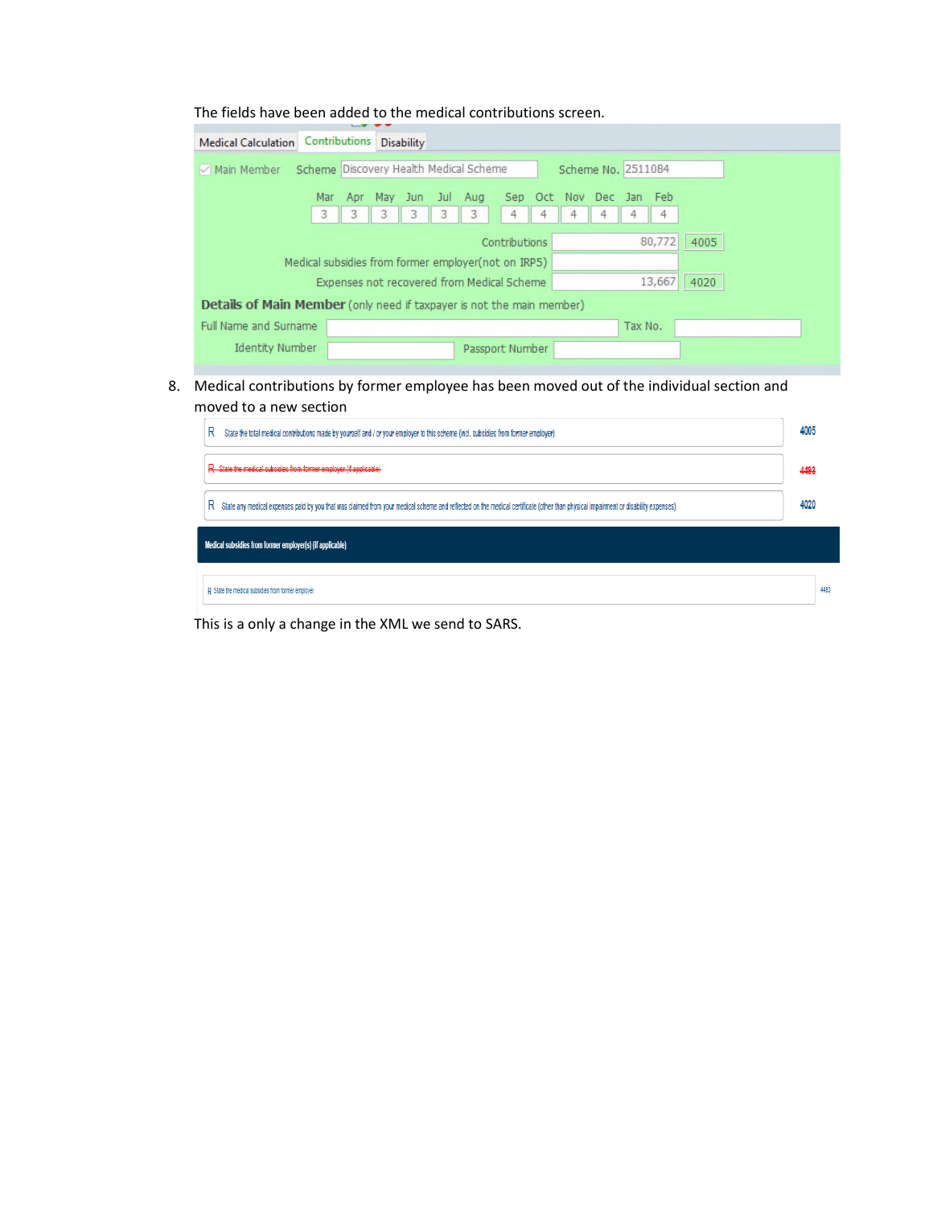The fields have been added to the medical contributions screen.

Medical Calculation | Contributions | Disability

Main Member Scheme Discovery Health Medical Scheme Scheme No. 2511084

| Mar | Apr | May | Jun | Jul | Aug | Sep | Oct | Nov | Dec | Jan | Feb |
|---|---|---|---|---|---|---|---|---|---|---|---|
| 3 | 3 | 3 | 3 | 3 | 3 | 4 | 4 | 4 | 4 | 4 | 4 |

| | | |
|---|---|---|
| Contributions | 80,772 | 4005 |
| Medical subsidies from former employer(not on IRP5) | | |
| Expenses not recovered from Medical Scheme | 13,667 | 4020 |

**Details of Main Member** (only need if taxpayer is not the main member)

Full Name and Surname | Tax No.

Identity Number | Passport Number

8. Medical contributions by former employee has been moved out of the individual section and moved to a new section

| | |
|---|---|
| R State the total medical contributions made by yourself and / or your employer to this scheme (incl. subsidies from former employer) | 4005 |
| ~~R State the medical subsidies from former employer (if applicable)~~ | ~~4483~~ |
| R State any medical expenses paid by you that was claimed from your medical scheme and reflected on the medical certificate (other than physical impairment or disability expenses) | 4020 |

**Medical subsidies from former employer(s) (if applicable)**

| | |
|---|---|
| R State the medical subsidies from former employer | 4483 |

This is a only a change in the XML we send to SARS.